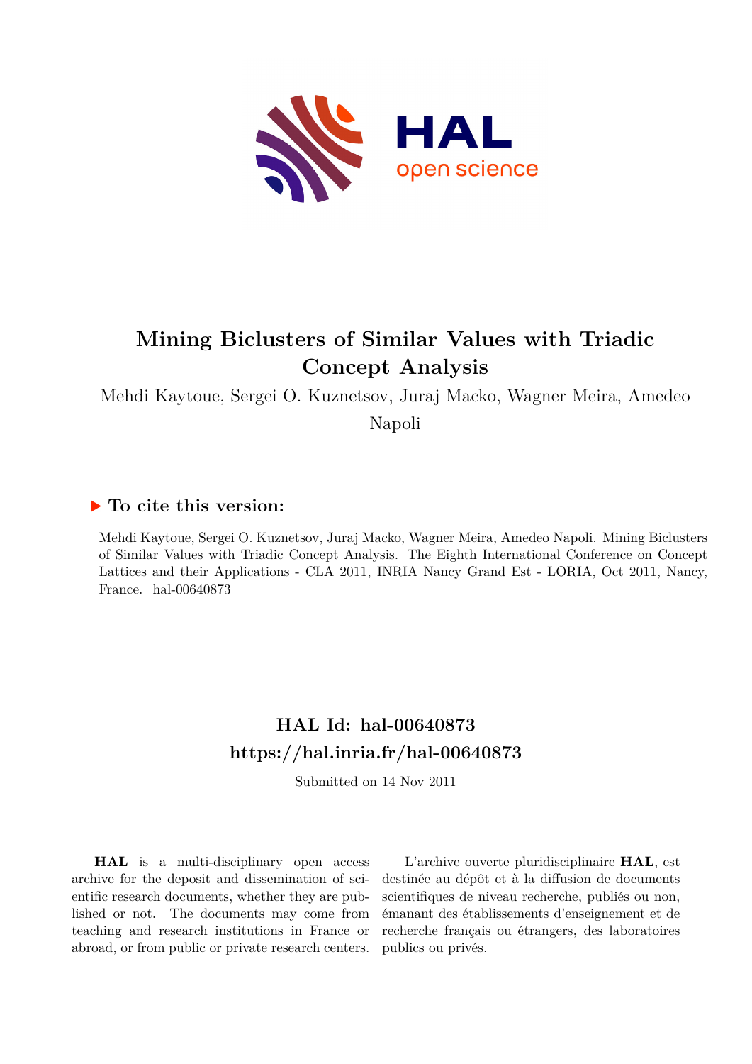# Mining Biclusters of Similar Values with Triadic Concept Analysis

Mehdi Kaytoue, Sergei O. Kuznetsov, Juraj Macko, Wagner Meira, Amedeo Napoli

## ▶ To cite this version:

Mehdi Kaytoue, Sergei O. Kuznetsov, Juraj Macko, Wagner Meira, Amedeo Napoli. Mining Biclusters of Similar Values with Triadic Concept Analysis. The Eighth International Conference on Concept Lattices and their Applications - CLA 2011, INRIA Nancy Grand Est - LORIA, Oct 2011, Nancy, France. hal-00640873

## HAL Id: hal-00640873
## https://hal.inria.fr/hal-00640873

Submitted on 14 Nov 2011

**HAL** is a multi-disciplinary open access archive for the deposit and dissemination of scientific research documents, whether they are published or not. The documents may come from teaching and research institutions in France or abroad, or from public or private research centers.

L'archive ouverte pluridisciplinaire **HAL**, est destinée au dépôt et à la diffusion de documents scientifiques de niveau recherche, publiés ou non, émanant des établissements d'enseignement et de recherche français ou étrangers, des laboratoires publics ou privés.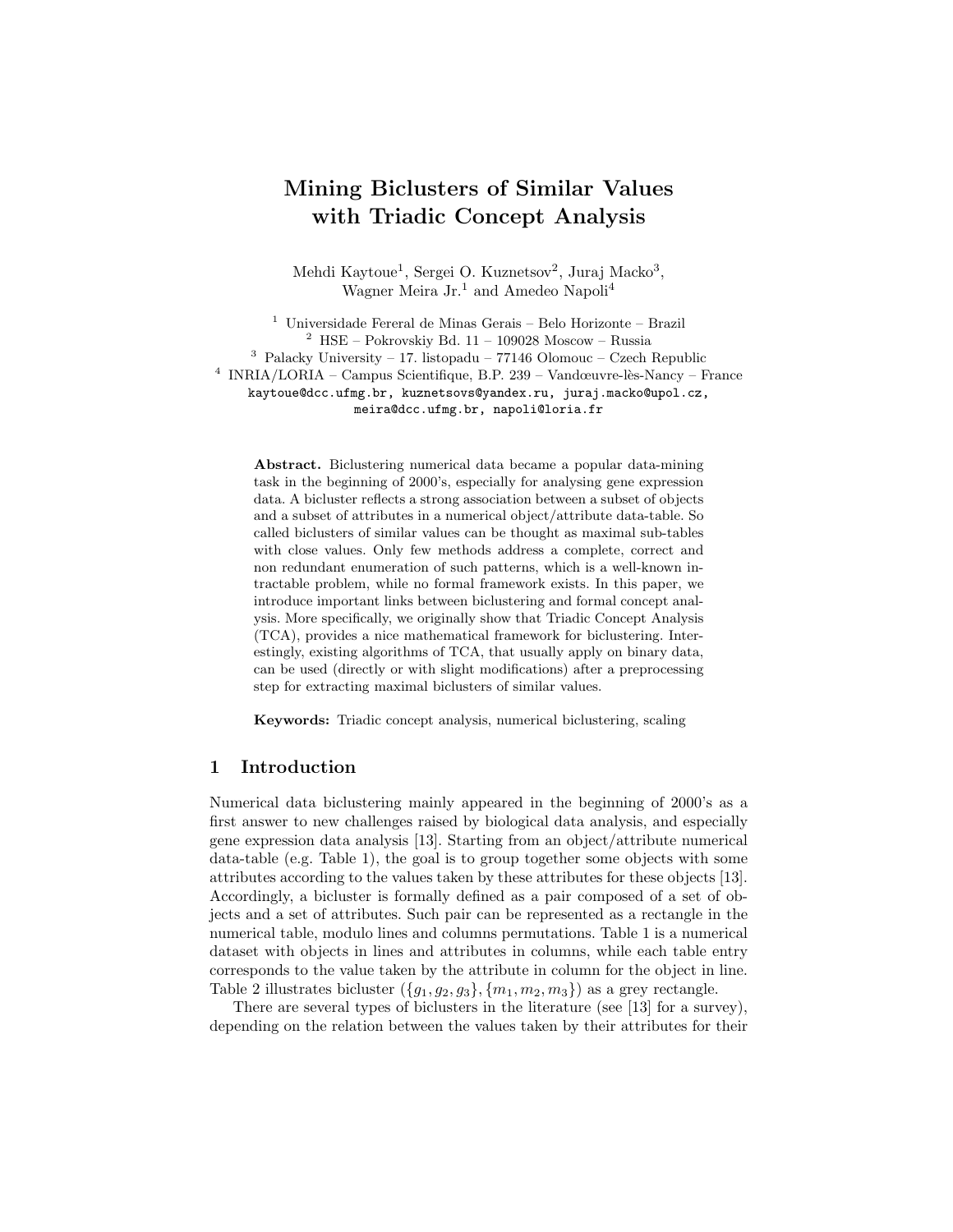# Mining Biclusters of Similar Values with Triadic Concept Analysis

Mehdi Kaytoue[1], Sergei O. Kuznetsov[2], Juraj Macko[3], Wagner Meira Jr.[1] and Amedeo Napoli[4]

[1] Universidade Fereral de Minas Gerais – Belo Horizonte – Brazil
[2] HSE – Pokrovskiy Bd. 11 – 109028 Moscow – Russia
[3] Palacky University – 17. listopadu – 77146 Olomouc – Czech Republic
[4] INRIA/LORIA – Campus Scientifique, B.P. 239 – Vandœuvre-lès-Nancy – France

kaytoue@dcc.ufmg.br, kuznetsovs@yandex.ru, juraj.macko@upol.cz, meira@dcc.ufmg.br, napoli@loria.fr

**Abstract.** Biclustering numerical data became a popular data-mining task in the beginning of 2000's, especially for analysing gene expression data. A bicluster reflects a strong association between a subset of objects and a subset of attributes in a numerical object/attribute data-table. So called biclusters of similar values can be thought as maximal sub-tables with close values. Only few methods address a complete, correct and non redundant enumeration of such patterns, which is a well-known intractable problem, while no formal framework exists. In this paper, we introduce important links between biclustering and formal concept analysis. More specifically, we originally show that Triadic Concept Analysis (TCA), provides a nice mathematical framework for biclustering. Interestingly, existing algorithms of TCA, that usually apply on binary data, can be used (directly or with slight modifications) after a preprocessing step for extracting maximal biclusters of similar values.

**Keywords:** Triadic concept analysis, numerical biclustering, scaling

## 1 Introduction

Numerical data biclustering mainly appeared in the beginning of 2000's as a first answer to new challenges raised by biological data analysis, and especially gene expression data analysis [13]. Starting from an object/attribute numerical data-table (e.g. Table 1), the goal is to group together some objects with some attributes according to the values taken by these attributes for these objects [13]. Accordingly, a bicluster is formally defined as a pair composed of a set of objects and a set of attributes. Such pair can be represented as a rectangle in the numerical table, modulo lines and columns permutations. Table 1 is a numerical dataset with objects in lines and attributes in columns, while each table entry corresponds to the value taken by the attribute in column for the object in line. Table 2 illustrates bicluster $(\{g_1, g_2, g_3\}, \{m_1, m_2, m_3\})$ as a grey rectangle.

There are several types of biclusters in the literature (see [13] for a survey), depending on the relation between the values taken by their attributes for their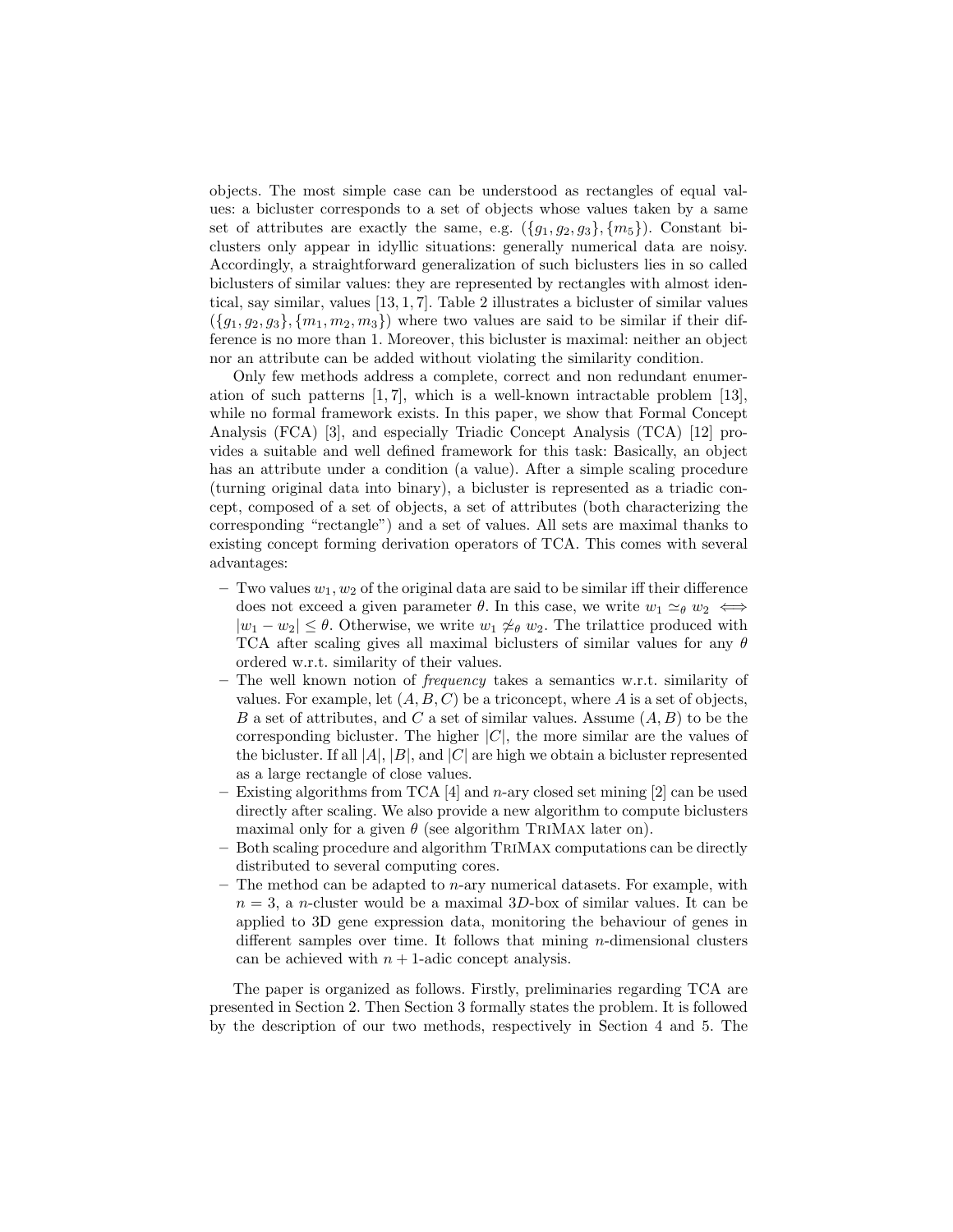objects. The most simple case can be understood as rectangles of equal values: a bicluster corresponds to a set of objects whose values taken by a same set of attributes are exactly the same, e.g. $(\{g_1, g_2, g_3\}, \{m_5\})$. Constant biclusters only appear in idyllic situations: generally numerical data are noisy. Accordingly, a straightforward generalization of such biclusters lies in so called biclusters of similar values: they are represented by rectangles with almost identical, say similar, values [13, 1, 7]. Table 2 illustrates a bicluster of similar values $(\{g_1, g_2, g_3\}, \{m_1, m_2, m_3\})$ where two values are said to be similar if their difference is no more than 1. Moreover, this bicluster is maximal: neither an object nor an attribute can be added without violating the similarity condition.

Only few methods address a complete, correct and non redundant enumeration of such patterns [1, 7], which is a well-known intractable problem [13], while no formal framework exists. In this paper, we show that Formal Concept Analysis (FCA) [3], and especially Triadic Concept Analysis (TCA) [12] provides a suitable and well defined framework for this task: Basically, an object has an attribute under a condition (a value). After a simple scaling procedure (turning original data into binary), a bicluster is represented as a triadic concept, composed of a set of objects, a set of attributes (both characterizing the corresponding "rectangle") and a set of values. All sets are maximal thanks to existing concept forming derivation operators of TCA. This comes with several advantages:

- Two values $w_1, w_2$ of the original data are said to be similar iff their difference does not exceed a given parameter $\theta$. In this case, we write $w_1 \simeq_\theta w_2 \iff |w_1 - w_2| \leq \theta$. Otherwise, we write $w_1 \not\simeq_\theta w_2$. The trilattice produced with TCA after scaling gives all maximal biclusters of similar values for any $\theta$ ordered w.r.t. similarity of their values.
- The well known notion of *frequency* takes a semantics w.r.t. similarity of values. For example, let $(A, B, C)$ be a triconcept, where $A$ is a set of objects, $B$ a set of attributes, and $C$ a set of similar values. Assume $(A, B)$ to be the corresponding bicluster. The higher $|C|$, the more similar are the values of the bicluster. If all $|A|$, $|B|$, and $|C|$ are high we obtain a bicluster represented as a large rectangle of close values.
- Existing algorithms from TCA [4] and $n$-ary closed set mining [2] can be used directly after scaling. We also provide a new algorithm to compute biclusters maximal only for a given $\theta$ (see algorithm TriMax later on).
- Both scaling procedure and algorithm TriMax computations can be directly distributed to several computing cores.
- The method can be adapted to $n$-ary numerical datasets. For example, with $n = 3$, a $n$-cluster would be a maximal $3D$-box of similar values. It can be applied to 3D gene expression data, monitoring the behaviour of genes in different samples over time. It follows that mining $n$-dimensional clusters can be achieved with $n + 1$-adic concept analysis.

The paper is organized as follows. Firstly, preliminaries regarding TCA are presented in Section 2. Then Section 3 formally states the problem. It is followed by the description of our two methods, respectively in Section 4 and 5. The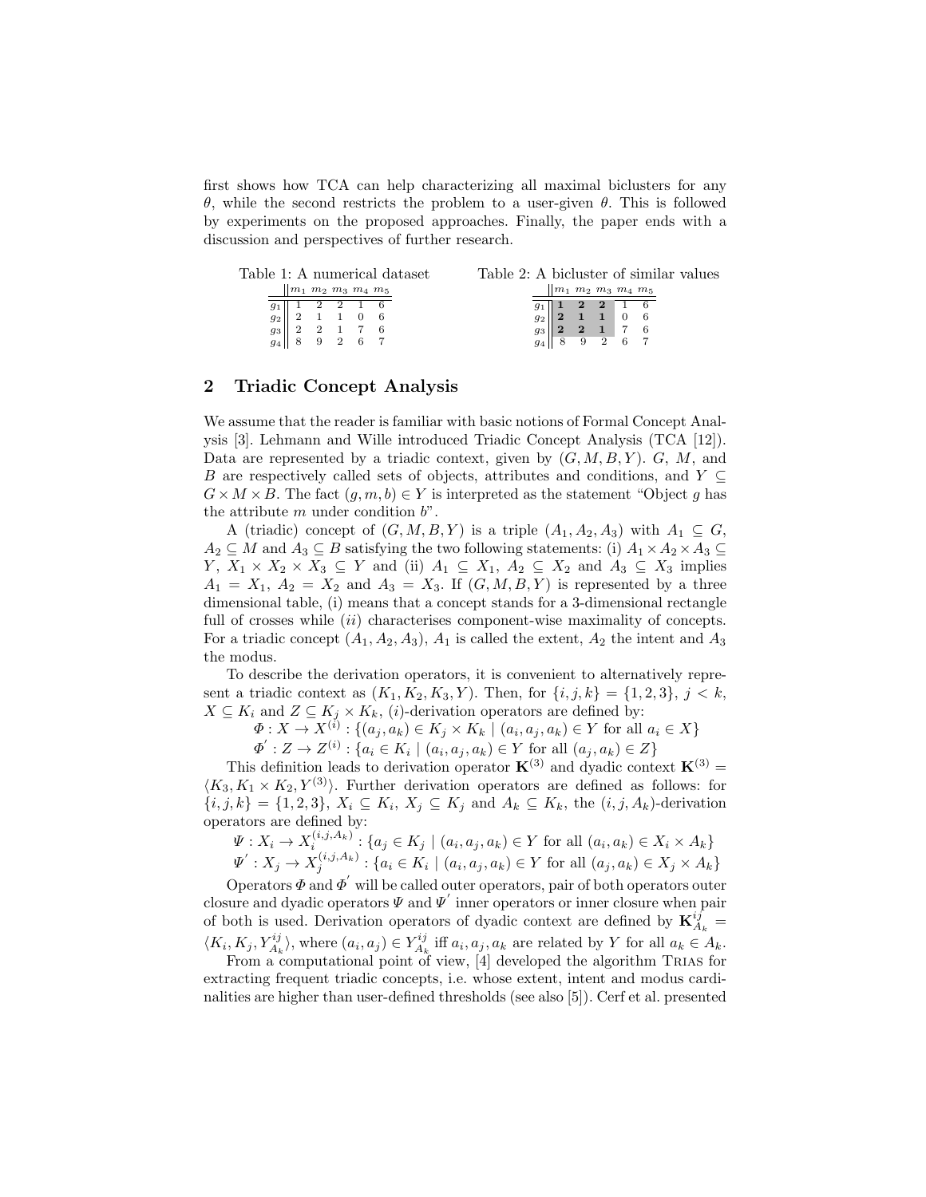first shows how TCA can help characterizing all maximal biclusters for any $\theta$, while the second restricts the problem to a user-given $\theta$. This is followed by experiments on the proposed approaches. Finally, the paper ends with a discussion and perspectives of further research.

Table 1: A numerical dataset

| | $m_1$ | $m_2$ | $m_3$ | $m_4$ | $m_5$ |
|---|---|---|---|---|---|
| $g_1$ | 1 | 2 | 2 | 1 | 6 |
| $g_2$ | 2 | 1 | 1 | 0 | 6 |
| $g_3$ | 2 | 2 | 1 | 7 | 6 |
| $g_4$ | 8 | 9 | 2 | 6 | 7 |

Table 2: A bicluster of similar values

| | $m_1$ | $m_2$ | $m_3$ | $m_4$ | $m_5$ |
|---|---|---|---|---|---|
| $g_1$ | **1** | **2** | **2** | 1 | 6 |
| $g_2$ | **2** | **1** | **1** | 0 | 6 |
| $g_3$ | **2** | **2** | **1** | 7 | 6 |
| $g_4$ | 8 | 9 | 2 | 6 | 7 |

## 2 Triadic Concept Analysis

We assume that the reader is familiar with basic notions of Formal Concept Analysis [3]. Lehmann and Wille introduced Triadic Concept Analysis (TCA [12]). Data are represented by a triadic context, given by $(G, M, B, Y)$. $G$, $M$, and $B$ are respectively called sets of objects, attributes and conditions, and $Y \subseteq G \times M \times B$. The fact $(g, m, b) \in Y$ is interpreted as the statement "Object $g$ has the attribute $m$ under condition $b$".

A (triadic) concept of $(G, M, B, Y)$ is a triple $(A_1, A_2, A_3)$ with $A_1 \subseteq G$, $A_2 \subseteq M$ and $A_3 \subseteq B$ satisfying the two following statements: (i) $A_1 \times A_2 \times A_3 \subseteq Y$, $X_1 \times X_2 \times X_3 \subseteq Y$ and (ii) $A_1 \subseteq X_1$, $A_2 \subseteq X_2$ and $A_3 \subseteq X_3$ implies $A_1 = X_1$, $A_2 = X_2$ and $A_3 = X_3$. If $(G, M, B, Y)$ is represented by a three dimensional table, (i) means that a concept stands for a 3-dimensional rectangle full of crosses while $(ii)$ characterises component-wise maximality of concepts. For a triadic concept $(A_1, A_2, A_3)$, $A_1$ is called the extent, $A_2$ the intent and $A_3$ the modus.

To describe the derivation operators, it is convenient to alternatively represent a triadic context as $(K_1, K_2, K_3, Y)$. Then, for $\{i, j, k\} = \{1, 2, 3\}$, $j < k$, $X \subseteq K_i$ and $Z \subseteq K_j \times K_k$, $(i)$-derivation operators are defined by:

$$\Phi : X \to X^{(i)} : \{(a_j, a_k) \in K_j \times K_k \mid (a_i, a_j, a_k) \in Y \text{ for all } a_i \in X\}$$

$$\Phi' : Z \to Z^{(i)} : \{a_i \in K_i \mid (a_i, a_j, a_k) \in Y \text{ for all } (a_j, a_k) \in Z\}$$

This definition leads to derivation operator $\mathbf{K}^{(3)}$ and dyadic context $\mathbf{K}^{(3)} = \langle K_3, K_1 \times K_2, Y^{(3)} \rangle$. Further derivation operators are defined as follows: for $\{i, j, k\} = \{1, 2, 3\}$, $X_i \subseteq K_i$, $X_j \subseteq K_j$ and $A_k \subseteq K_k$, the $(i, j, A_k)$-derivation operators are defined by:

$$\Psi : X_i \to X_i^{(i,j,A_k)} : \{a_j \in K_j \mid (a_i, a_j, a_k) \in Y \text{ for all } (a_i, a_k) \in X_i \times A_k\}$$

$$\Psi' : X_j \to X_j^{(i,j,A_k)} : \{a_i \in K_i \mid (a_i, a_j, a_k) \in Y \text{ for all } (a_j, a_k) \in X_j \times A_k\}$$

Operators $\Phi$ and $\Phi'$ will be called outer operators, pair of both operators outer closure and dyadic operators $\Psi$ and $\Psi'$ inner operators or inner closure when pair of both is used. Derivation operators of dyadic context are defined by $\mathbf{K}^{ij}_{A_k} = \langle K_i, K_j, Y^{ij}_{A_k} \rangle$, where $(a_i, a_j) \in Y^{ij}_{A_k}$ iff $a_i, a_j, a_k$ are related by $Y$ for all $a_k \in A_k$.

From a computational point of view, [4] developed the algorithm Trias for extracting frequent triadic concepts, i.e. whose extent, intent and modus cardinalities are higher than user-defined thresholds (see also [5]). Cerf et al. presented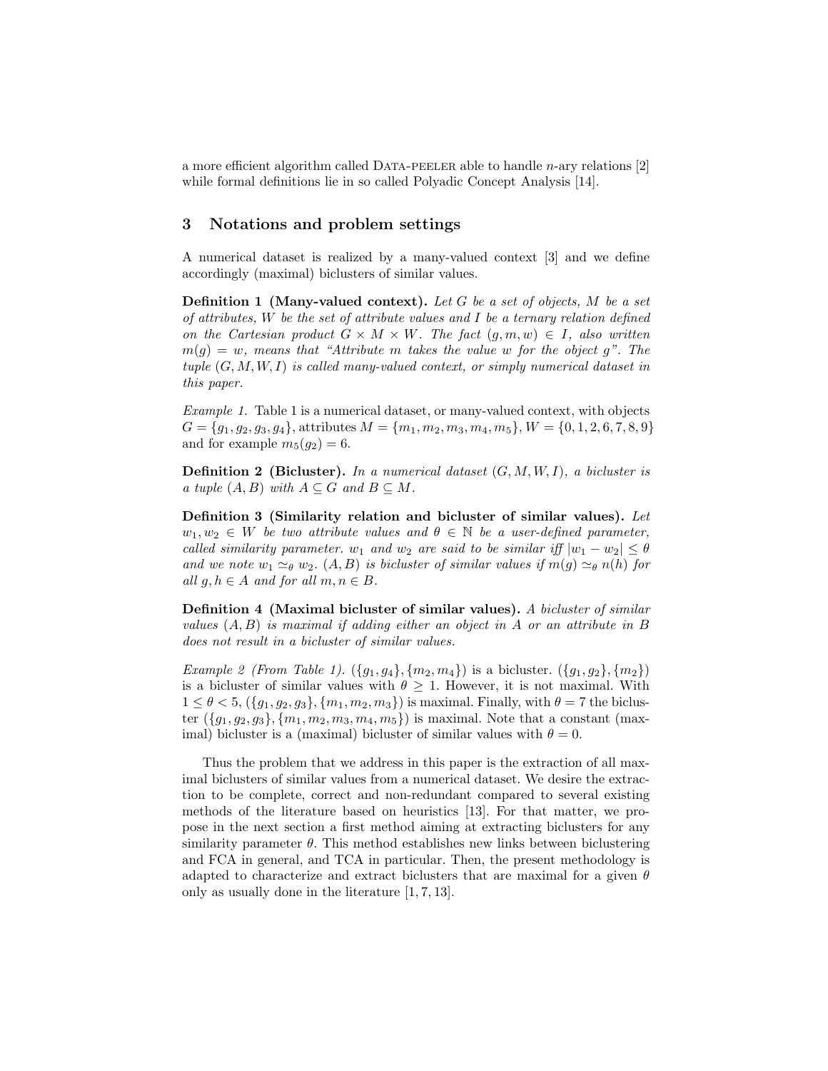a more efficient algorithm called DATA-PEELER able to handle $n$-ary relations [2] while formal definitions lie in so called Polyadic Concept Analysis [14].

## 3 Notations and problem settings

A numerical dataset is realized by a many-valued context [3] and we define accordingly (maximal) biclusters of similar values.

**Definition 1 (Many-valued context).** *Let $G$ be a set of objects, $M$ be a set of attributes, $W$ be the set of attribute values and $I$ be a ternary relation defined on the Cartesian product $G \times M \times W$. The fact $(g, m, w) \in I$, also written $m(g) = w$, means that "Attribute $m$ takes the value $w$ for the object $g$". The tuple $(G, M, W, I)$ is called many-valued context, or simply numerical dataset in this paper.*

*Example 1.* Table 1 is a numerical dataset, or many-valued context, with objects $G = \{g_1, g_2, g_3, g_4\}$, attributes $M = \{m_1, m_2, m_3, m_4, m_5\}$, $W = \{0, 1, 2, 6, 7, 8, 9\}$ and for example $m_5(g_2) = 6$.

**Definition 2 (Bicluster).** *In a numerical dataset $(G, M, W, I)$, a bicluster is a tuple $(A, B)$ with $A \subseteq G$ and $B \subseteq M$.*

**Definition 3 (Similarity relation and bicluster of similar values).** *Let $w_1, w_2 \in W$ be two attribute values and $\theta \in \mathbb{N}$ be a user-defined parameter, called similarity parameter. $w_1$ and $w_2$ are said to be similar iff $|w_1 - w_2| \leq \theta$ and we note $w_1 \simeq_\theta w_2$. $(A, B)$ is bicluster of similar values if $m(g) \simeq_\theta n(h)$ for all $g, h \in A$ and for all $m, n \in B$.*

**Definition 4 (Maximal bicluster of similar values).** *A bicluster of similar values $(A, B)$ is maximal if adding either an object in $A$ or an attribute in $B$ does not result in a bicluster of similar values.*

*Example 2 (From Table 1).* $(\{g_1, g_4\}, \{m_2, m_4\})$ is a bicluster. $(\{g_1, g_2\}, \{m_2\})$ is a bicluster of similar values with $\theta \geq 1$. However, it is not maximal. With $1 \leq \theta < 5$, $(\{g_1, g_2, g_3\}, \{m_1, m_2, m_3\})$ is maximal. Finally, with $\theta = 7$ the bicluster $(\{g_1, g_2, g_3\}, \{m_1, m_2, m_3, m_4, m_5\})$ is maximal. Note that a constant (maximal) bicluster is a (maximal) bicluster of similar values with $\theta = 0$.

Thus the problem that we address in this paper is the extraction of all maximal biclusters of similar values from a numerical dataset. We desire the extraction to be complete, correct and non-redundant compared to several existing methods of the literature based on heuristics [13]. For that matter, we propose in the next section a first method aiming at extracting biclusters for any similarity parameter $\theta$. This method establishes new links between biclustering and FCA in general, and TCA in particular. Then, the present methodology is adapted to characterize and extract biclusters that are maximal for a given $\theta$ only as usually done in the literature [1, 7, 13].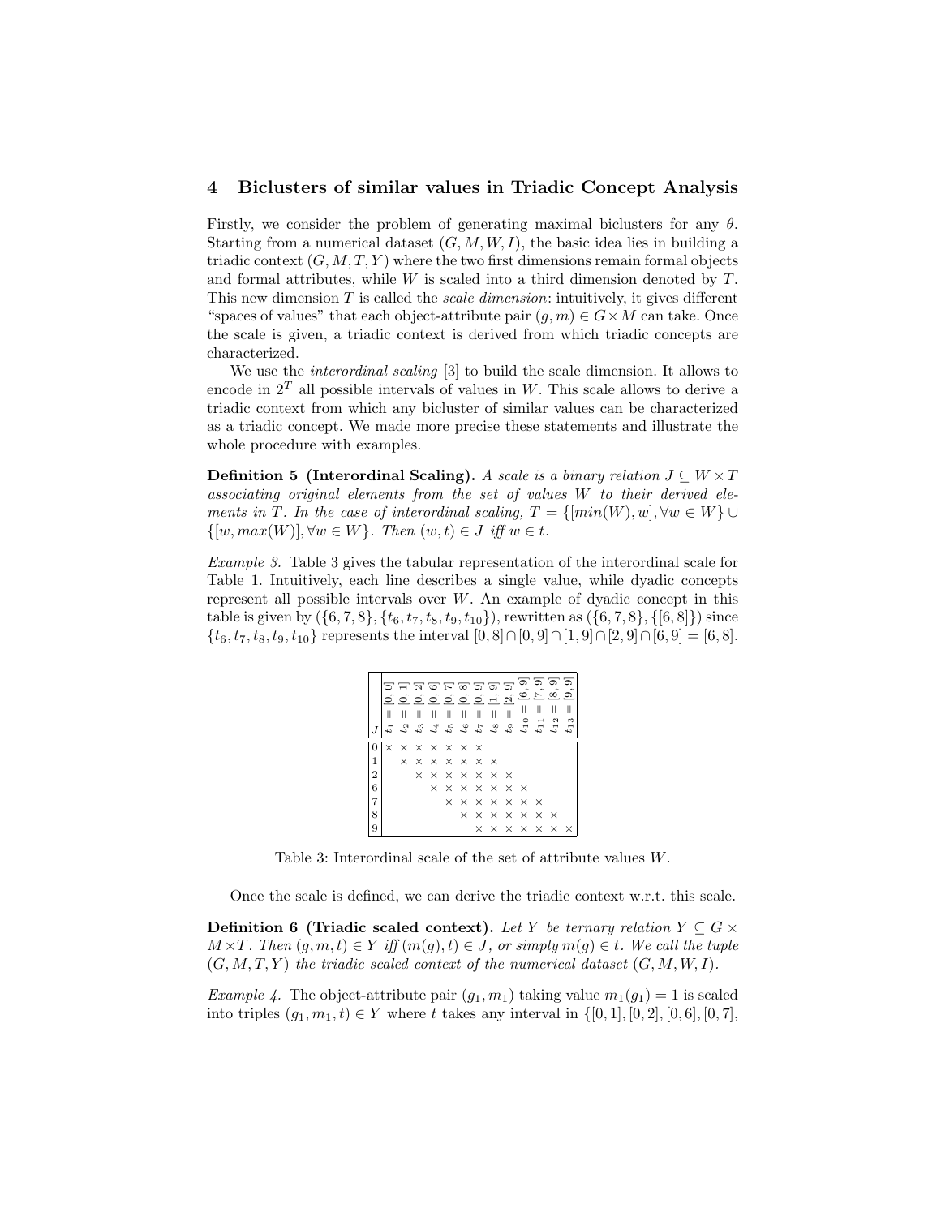## 4 Biclusters of similar values in Triadic Concept Analysis

Firstly, we consider the problem of generating maximal biclusters for any $\theta$. Starting from a numerical dataset $(G, M, W, I)$, the basic idea lies in building a triadic context $(G, M, T, Y)$ where the two first dimensions remain formal objects and formal attributes, while $W$ is scaled into a third dimension denoted by $T$. This new dimension $T$ is called the *scale dimension*: intuitively, it gives different "spaces of values" that each object-attribute pair $(g, m) \in G \times M$ can take. Once the scale is given, a triadic context is derived from which triadic concepts are characterized.

We use the *interordinal scaling* [3] to build the scale dimension. It allows to encode in $2^T$ all possible intervals of values in $W$. This scale allows to derive a triadic context from which any bicluster of similar values can be characterized as a triadic concept. We made more precise these statements and illustrate the whole procedure with examples.

**Definition 5 (Interordinal Scaling).** *A scale is a binary relation $J \subseteq W \times T$ associating original elements from the set of values $W$ to their derived elements in $T$. In the case of interordinal scaling, $T = \{[min(W), w], \forall w \in W\} \cup \{[w, max(W)], \forall w \in W\}$. Then $(w, t) \in J$ iff $w \in t$.*

*Example 3.* Table 3 gives the tabular representation of the interordinal scale for Table 1. Intuitively, each line describes a single value, while dyadic concepts represent all possible intervals over $W$. An example of dyadic concept in this table is given by $(\{6, 7, 8\}, \{t_6, t_7, t_8, t_9, t_{10}\})$, rewritten as $(\{6, 7, 8\}, \{[6, 8]\})$ since $\{t_6, t_7, t_8, t_9, t_{10}\}$ represents the interval $[0, 8] \cap [0, 9] \cap [1, 9] \cap [2, 9] \cap [6, 9] = [6, 8]$.

| $J$ | $t_1 = [0,0]$ | $t_2 = [0,1]$ | $t_3 = [0,2]$ | $t_4 = [0,6]$ | $t_5 = [0,7]$ | $t_6 = [0,8]$ | $t_7 = [0,9]$ | $t_8 = [1,9]$ | $t_9 = [2,9]$ | $t_{10} = [6,9]$ | $t_{11} = [7,9]$ | $t_{12} = [8,9]$ | $t_{13} = [9,9]$ |
|---|---|---|---|---|---|---|---|---|---|---|---|---|---|
| 0 | × | × | × | × | × | × | × | | | | | | |
| 1 | | × | × | × | × | × | × | × | | | | | |
| 2 | | | × | × | × | × | × | × | × | | | | |
| 6 | | | | × | × | × | × | × | × | × | | | |
| 7 | | | | | × | × | × | × | × | × | × | | |
| 8 | | | | | | × | × | × | × | × | × | × | |
| 9 | | | | | | | × | × | × | × | × | × | × |

Table 3: Interordinal scale of the set of attribute values $W$.

Once the scale is defined, we can derive the triadic context w.r.t. this scale.

**Definition 6 (Triadic scaled context).** *Let $Y$ be ternary relation $Y \subseteq G \times M \times T$. Then $(g, m, t) \in Y$ iff $(m(g), t) \in J$, or simply $m(g) \in t$. We call the tuple $(G, M, T, Y)$ the triadic scaled context of the numerical dataset $(G, M, W, I)$.*

*Example 4.* The object-attribute pair $(g_1, m_1)$ taking value $m_1(g_1) = 1$ is scaled into triples $(g_1, m_1, t) \in Y$ where $t$ takes any interval in $\{[0, 1], [0, 2], [0, 6], [0, 7],$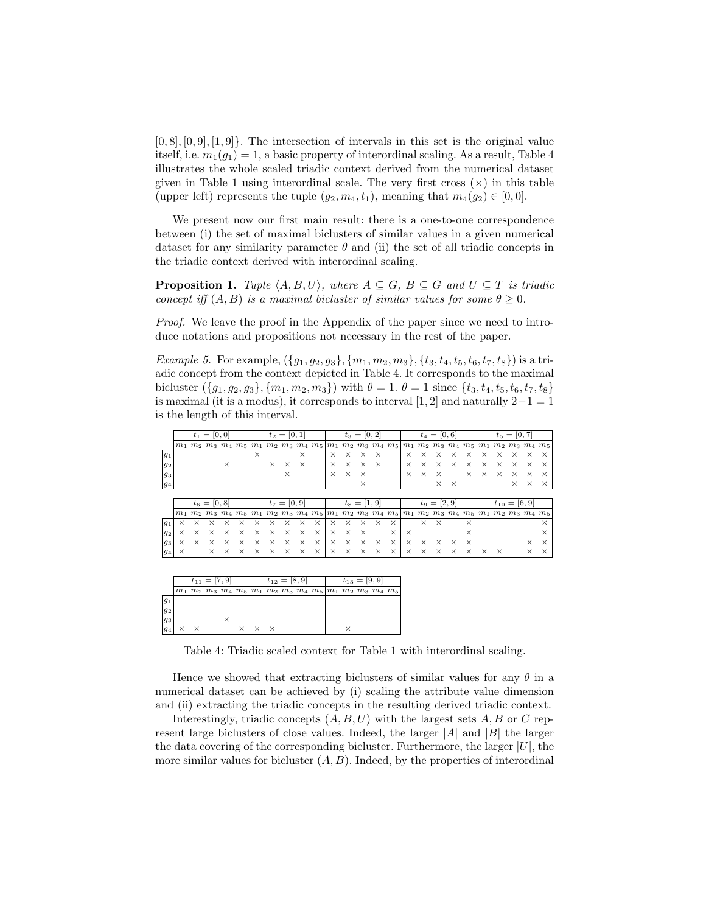[0, 8], [0, 9], [1, 9]}. The intersection of intervals in this set is the original value itself, i.e. $m_1(g_1) = 1$, a basic property of interordinal scaling. As a result, Table 4 illustrates the whole scaled triadic context derived from the numerical dataset given in Table 1 using interordinal scale. The very first cross (×) in this table (upper left) represents the tuple $(g_2, m_4, t_1)$, meaning that $m_4(g_2) \in [0, 0]$.

We present now our first main result: there is a one-to-one correspondence between (i) the set of maximal biclusters of similar values in a given numerical dataset for any similarity parameter $\theta$ and (ii) the set of all triadic concepts in the triadic context derived with interordinal scaling.

**Proposition 1.** *Tuple $\langle A, B, U\rangle$, where $A \subseteq G$, $B \subseteq G$ and $U \subseteq T$ is triadic concept iff $(A, B)$ is a maximal bicluster of similar values for some $\theta \geq 0$.*

*Proof.* We leave the proof in the Appendix of the paper since we need to introduce notations and propositions not necessary in the rest of the paper.

*Example 5.* For example, $(\{g_1, g_2, g_3\}, \{m_1, m_2, m_3\}, \{t_3, t_4, t_5, t_6, t_7, t_8\})$ is a triadic concept from the context depicted in Table 4. It corresponds to the maximal bicluster $(\{g_1, g_2, g_3\}, \{m_1, m_2, m_3\})$ with $\theta = 1$. $\theta = 1$ since $\{t_3, t_4, t_5, t_6, t_7, t_8\}$ is maximal (it is a modus), it corresponds to interval [1, 2] and naturally $2 - 1 = 1$ is the length of this interval.

| | $t_1 = [0,0]$ | | | | | $t_2 = [0,1]$ | | | | | $t_3 = [0,2]$ | | | | | $t_4 = [0,6]$ | | | | | $t_5 = [0,7]$ | | | | |
|---|---|---|---|---|---|---|---|---|---|---|---|---|---|---|---|---|---|---|---|---|---|---|---|---|---|
| | $m_1$ | $m_2$ | $m_3$ | $m_4$ | $m_5$ | $m_1$ | $m_2$ | $m_3$ | $m_4$ | $m_5$ | $m_1$ | $m_2$ | $m_3$ | $m_4$ | $m_5$ | $m_1$ | $m_2$ | $m_3$ | $m_4$ | $m_5$ | $m_1$ | $m_2$ | $m_3$ | $m_4$ | $m_5$ |
| $g_1$ | | | | | | × | | | × | | × | × | × | × | | × | × | × | × | × | × | × | × | × | × |
| $g_2$ | | | | × | | | × | × | × | | × | × | × | × | | × | × | × | × | × | × | × | × | × | × |
| $g_3$ | | | | | | | | × | | | × | × | × | | | × | × | × | | × | × | × | × | × | × |
| $g_4$ | | | | | | | | | | | | | | × | | | | × | × | | | | × | × | × |
| | $t_6 = [0,8]$ | | | | | $t_7 = [0,9]$ | | | | | $t_8 = [1,9]$ | | | | | $t_9 = [2,9]$ | | | | | $t_{10} = [6,9]$ | | | | |
| | $m_1$ | $m_2$ | $m_3$ | $m_4$ | $m_5$ | $m_1$ | $m_2$ | $m_3$ | $m_4$ | $m_5$ | $m_1$ | $m_2$ | $m_3$ | $m_4$ | $m_5$ | $m_1$ | $m_2$ | $m_3$ | $m_4$ | $m_5$ | $m_1$ | $m_2$ | $m_3$ | $m_4$ | $m_5$ |
| $g_1$ | × | × | × | × | × | × | × | × | × | × | × | × | × | × | × | | × | × | | × | | | | | × |
| $g_2$ | × | × | × | × | × | × | × | × | × | × | × | × | × | | × | × | | | | × | | | | | × |
| $g_3$ | × | × | × | × | × | × | × | × | × | × | × | × | × | × | × | × | × | × | × | × | | | | × | × |
| $g_4$ | × | | × | × | × | × | × | × | × | × | × | × | × | × | × | × | × | × | × | × | × | × | | × | × |
| | $t_{11} = [7,9]$ | | | | | $t_{12} = [8,9]$ | | | | | $t_{13} = [9,9]$ | | | | | | | | | | | | | | |
| | $m_1$ | $m_2$ | $m_3$ | $m_4$ | $m_5$ | $m_1$ | $m_2$ | $m_3$ | $m_4$ | $m_5$ | $m_1$ | $m_2$ | $m_3$ | $m_4$ | $m_5$ | | | | | | | | | | |
| $g_1$ | | | | | | | | | | | | | | | | | | | | | | | | | |
| $g_2$ | | | | | | | | | | | | | | | | | | | | | | | | | |
| $g_3$ | | | | × | | | | | | | | | | | | | | | | | | | | | |
| $g_4$ | × | × | | | × | × | × | | | | | × | | | | | | | | | | | | | |

Table 4: Triadic scaled context for Table 1 with interordinal scaling.

Hence we showed that extracting biclusters of similar values for any $\theta$ in a numerical dataset can be achieved by (i) scaling the attribute value dimension and (ii) extracting the triadic concepts in the resulting derived triadic context.

Interestingly, triadic concepts $(A, B, U)$ with the largest sets $A, B$ or $C$ represent large biclusters of close values. Indeed, the larger $|A|$ and $|B|$ the larger the data covering of the corresponding bicluster. Furthermore, the larger $|U|$, the more similar values for bicluster $(A, B)$. Indeed, by the properties of interordinal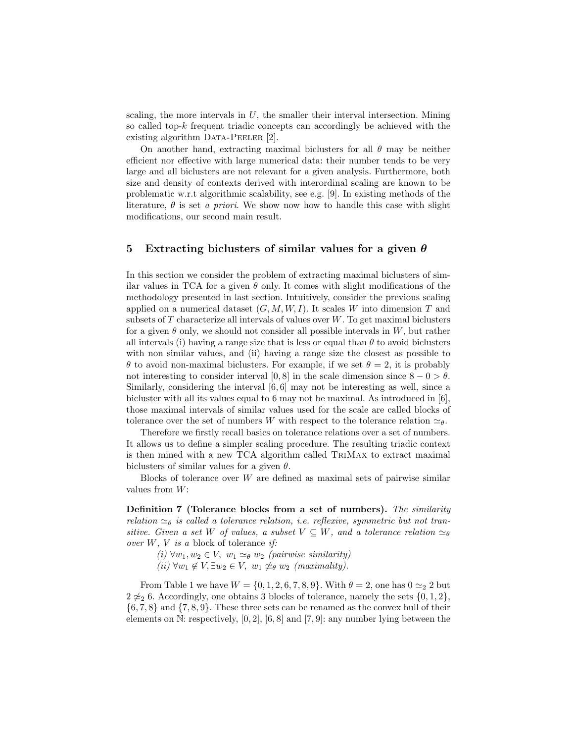scaling, the more intervals in $U$, the smaller their interval intersection. Mining so called top-$k$ frequent triadic concepts can accordingly be achieved with the existing algorithm Data-Peeler [2].

On another hand, extracting maximal biclusters for all $\theta$ may be neither efficient nor effective with large numerical data: their number tends to be very large and all biclusters are not relevant for a given analysis. Furthermore, both size and density of contexts derived with interordinal scaling are known to be problematic w.r.t algorithmic scalability, see e.g. [9]. In existing methods of the literature, $\theta$ is set *a priori*. We show now how to handle this case with slight modifications, our second main result.

## 5 Extracting biclusters of similar values for a given $\theta$

In this section we consider the problem of extracting maximal biclusters of similar values in TCA for a given $\theta$ only. It comes with slight modifications of the methodology presented in last section. Intuitively, consider the previous scaling applied on a numerical dataset $(G, M, W, I)$. It scales $W$ into dimension $T$ and subsets of $T$ characterize all intervals of values over $W$. To get maximal biclusters for a given $\theta$ only, we should not consider all possible intervals in $W$, but rather all intervals (i) having a range size that is less or equal than $\theta$ to avoid biclusters with non similar values, and (ii) having a range size the closest as possible to $\theta$ to avoid non-maximal biclusters. For example, if we set $\theta = 2$, it is probably not interesting to consider interval $[0, 8]$ in the scale dimension since $8 - 0 > \theta$. Similarly, considering the interval $[6, 6]$ may not be interesting as well, since a bicluster with all its values equal to 6 may not be maximal. As introduced in [6], those maximal intervals of similar values used for the scale are called blocks of tolerance over the set of numbers $W$ with respect to the tolerance relation $\simeq_\theta$.

Therefore we firstly recall basics on tolerance relations over a set of numbers. It allows us to define a simpler scaling procedure. The resulting triadic context is then mined with a new TCA algorithm called TriMax to extract maximal biclusters of similar values for a given $\theta$.

Blocks of tolerance over $W$ are defined as maximal sets of pairwise similar values from $W$:

**Definition 7 (Tolerance blocks from a set of numbers).** *The similarity relation $\simeq_\theta$ is called a tolerance relation, i.e. reflexive, symmetric but not transitive. Given a set $W$ of values, a subset $V \subseteq W$, and a tolerance relation $\simeq_\theta$ over $W$, $V$ is a* block of tolerance *if:*

*(i) $\forall w_1, w_2 \in V,\ w_1 \simeq_\theta w_2$ (pairwise similarity)*
*(ii) $\forall w_1 \notin V, \exists w_2 \in V,\ w_1 \not\simeq_\theta w_2$ (maximality).*

From Table 1 we have $W = \{0, 1, 2, 6, 7, 8, 9\}$. With $\theta = 2$, one has $0 \simeq_2 2$ but $2 \not\simeq_2 6$. Accordingly, one obtains 3 blocks of tolerance, namely the sets $\{0, 1, 2\}$, $\{6, 7, 8\}$ and $\{7, 8, 9\}$. These three sets can be renamed as the convex hull of their elements on $\mathbb{N}$: respectively, $[0, 2]$, $[6, 8]$ and $[7, 9]$: any number lying between the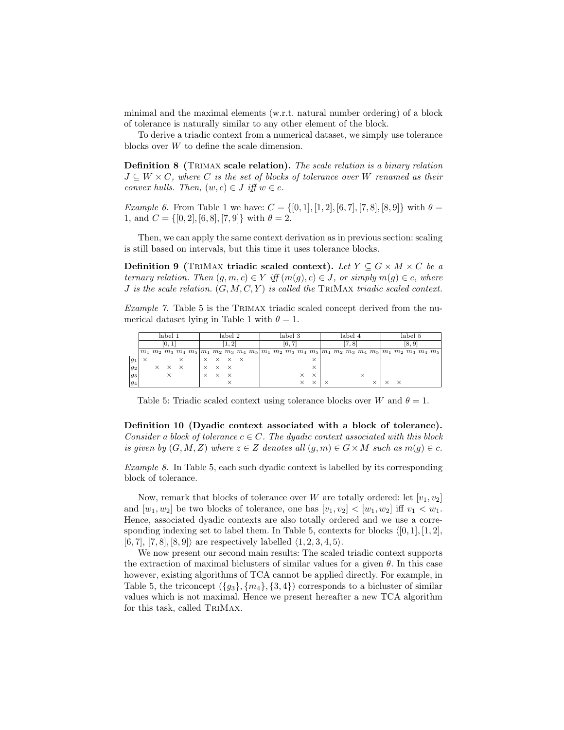minimal and the maximal elements (w.r.t. natural number ordering) of a block of tolerance is naturally similar to any other element of the block.

To derive a triadic context from a numerical dataset, we simply use tolerance blocks over $W$ to define the scale dimension.

**Definition 8 (Trimax scale relation).** *The scale relation is a binary relation $J \subseteq W \times C$, where $C$ is the set of blocks of tolerance over $W$ renamed as their convex hulls. Then, $(w, c) \in J$ iff $w \in c$.*

*Example 6.* From Table 1 we have: $C = \{[0, 1], [1, 2], [6, 7], [7, 8], [8, 9]\}$ with $\theta = 1$, and $C = \{[0, 2], [6, 8], [7, 9]\}$ with $\theta = 2$.

Then, we can apply the same context derivation as in previous section: scaling is still based on intervals, but this time it uses tolerance blocks.

**Definition 9 (TriMax triadic scaled context).** *Let $Y \subseteq G \times M \times C$ be a ternary relation. Then $(g, m, c) \in Y$ iff $(m(g), c) \in J$, or simply $m(g) \in c$, where $J$ is the scale relation. $(G, M, C, Y)$ is called the* TriMax *triadic scaled context.*

*Example 7.* Table 5 is the Trimax triadic scaled concept derived from the numerical dataset lying in Table 1 with $\theta = 1$.

| | label 1 | | | | | label 2 | | | | | label 3 | | | | | label 4 | | | | | label 5 | | | | |
|---|---|---|---|---|---|---|---|---|---|---|---|---|---|---|---|---|---|---|---|---|---|---|---|---|---|
| | [0, 1] | | | | | [1, 2] | | | | | [6, 7] | | | | | [7, 8] | | | | | [8, 9] | | | | |
| | $m_1$ | $m_2$ | $m_3$ | $m_4$ | $m_5$ | $m_1$ | $m_2$ | $m_3$ | $m_4$ | $m_5$ | $m_1$ | $m_2$ | $m_3$ | $m_4$ | $m_5$ | $m_1$ | $m_2$ | $m_3$ | $m_4$ | $m_5$ | $m_1$ | $m_2$ | $m_3$ | $m_4$ | $m_5$ |
| $g_1$ | × | | | | × | × | × | × | × | | | | | | × | | | | | | | | | | |
| $g_2$ | | × | × | × | | × | × | × | | | | | | | × | | | | | | | | | | |
| $g_3$ | | | × | | | × | × | × | | | | | | × | × | | | | × | | | | | | |
| $g_4$ | | | | | | | | × | | | | | | × | × | × | | | | × | × | × | | | |

Table 5: Triadic scaled context using tolerance blocks over $W$ and $\theta = 1$.

**Definition 10 (Dyadic context associated with a block of tolerance).** *Consider a block of tolerance $c \in C$. The dyadic context associated with this block is given by $(G, M, Z)$ where $z \in Z$ denotes all $(g, m) \in G \times M$ such as $m(g) \in c$.*

*Example 8.* In Table 5, each such dyadic context is labelled by its corresponding block of tolerance.

Now, remark that blocks of tolerance over $W$ are totally ordered: let $[v_1, v_2]$ and $[w_1, w_2]$ be two blocks of tolerance, one has $[v_1, v_2] < [w_1, w_2]$ iff $v_1 < w_1$. Hence, associated dyadic contexts are also totally ordered and we use a corresponding indexing set to label them. In Table 5, contexts for blocks $\langle [0, 1], [1, 2], [6, 7], [7, 8], [8, 9] \rangle$ are respectively labelled $\langle 1, 2, 3, 4, 5 \rangle$.

We now present our second main results: The scaled triadic context supports the extraction of maximal biclusters of similar values for a given $\theta$. In this case however, existing algorithms of TCA cannot be applied directly. For example, in Table 5, the triconcept $(\{g_3\}, \{m_4\}, \{3, 4\})$ corresponds to a bicluster of similar values which is not maximal. Hence we present hereafter a new TCA algorithm for this task, called TriMax.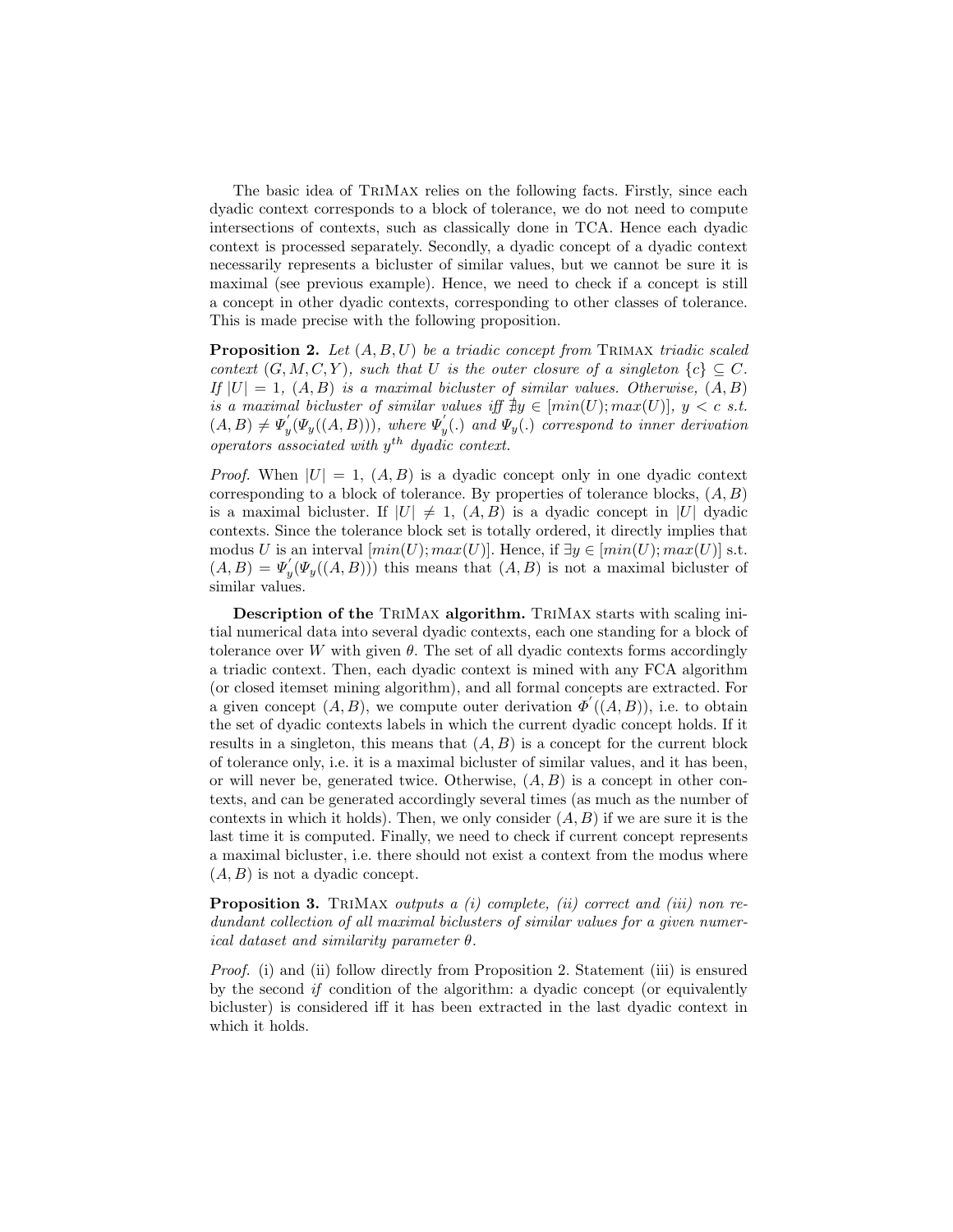The basic idea of TriMax relies on the following facts. Firstly, since each dyadic context corresponds to a block of tolerance, we do not need to compute intersections of contexts, such as classically done in TCA. Hence each dyadic context is processed separately. Secondly, a dyadic concept of a dyadic context necessarily represents a bicluster of similar values, but we cannot be sure it is maximal (see previous example). Hence, we need to check if a concept is still a concept in other dyadic contexts, corresponding to other classes of tolerance. This is made precise with the following proposition.

**Proposition 2.** *Let $(A, B, U)$ be a triadic concept from* TriMax *triadic scaled context $(G, M, C, Y)$, such that $U$ is the outer closure of a singleton $\{c\} \subseteq C$. If $|U| = 1$, $(A, B)$ is a maximal bicluster of similar values. Otherwise, $(A, B)$ is a maximal bicluster of similar values iff $\nexists y \in [min(U); max(U)]$, $y < c$ s.t. $(A, B) \neq \Psi_y^{'}(\Psi_y((A, B)))$, where $\Psi_y^{'}(.)$ and $\Psi_y(.)$ correspond to inner derivation operators associated with $y^{th}$ dyadic context.*

*Proof.* When $|U| = 1$, $(A, B)$ is a dyadic concept only in one dyadic context corresponding to a block of tolerance. By properties of tolerance blocks, $(A, B)$ is a maximal bicluster. If $|U| \neq 1$, $(A, B)$ is a dyadic concept in $|U|$ dyadic contexts. Since the tolerance block set is totally ordered, it directly implies that modus $U$ is an interval $[min(U); max(U)]$. Hence, if $\exists y \in [min(U); max(U)]$ s.t. $(A, B) = \Psi_y^{'}(\Psi_y((A, B)))$ this means that $(A, B)$ is not a maximal bicluster of similar values.

**Description of the TriMax algorithm.** TriMax starts with scaling initial numerical data into several dyadic contexts, each one standing for a block of tolerance over $W$ with given $\theta$. The set of all dyadic contexts forms accordingly a triadic context. Then, each dyadic context is mined with any FCA algorithm (or closed itemset mining algorithm), and all formal concepts are extracted. For a given concept $(A, B)$, we compute outer derivation $\Phi^{'}((A, B))$, i.e. to obtain the set of dyadic contexts labels in which the current dyadic concept holds. If it results in a singleton, this means that $(A, B)$ is a concept for the current block of tolerance only, i.e. it is a maximal bicluster of similar values, and it has been, or will never be, generated twice. Otherwise, $(A, B)$ is a concept in other contexts, and can be generated accordingly several times (as much as the number of contexts in which it holds). Then, we only consider $(A, B)$ if we are sure it is the last time it is computed. Finally, we need to check if current concept represents a maximal bicluster, i.e. there should not exist a context from the modus where $(A, B)$ is not a dyadic concept.

**Proposition 3.** TriMax *outputs a (i) complete, (ii) correct and (iii) non redundant collection of all maximal biclusters of similar values for a given numerical dataset and similarity parameter $\theta$.*

*Proof.* (i) and (ii) follow directly from Proposition 2. Statement (iii) is ensured by the second *if* condition of the algorithm: a dyadic concept (or equivalently bicluster) is considered iff it has been extracted in the last dyadic context in which it holds.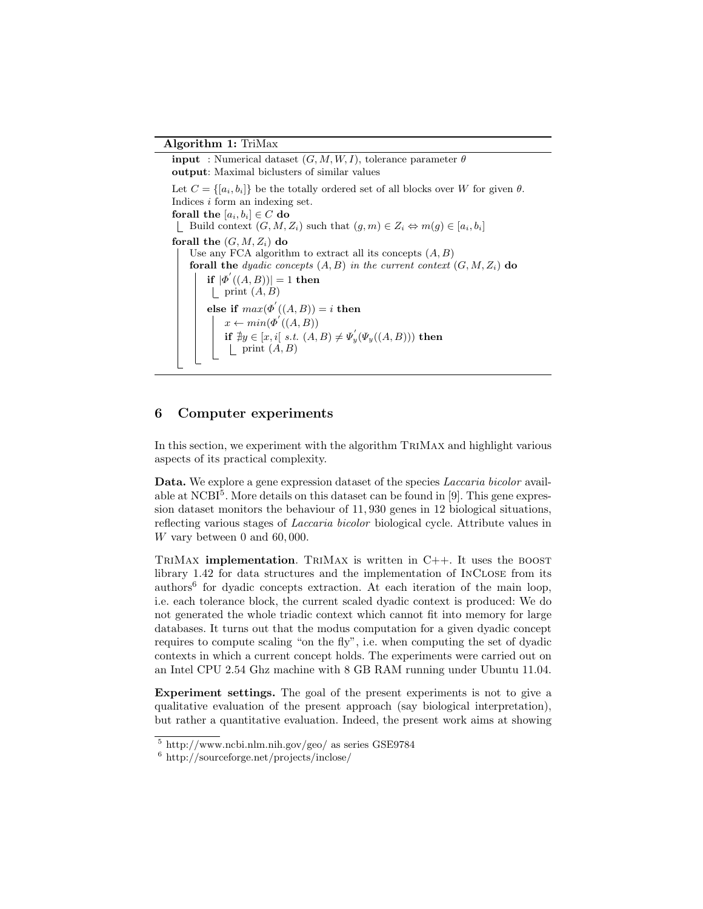**Algorithm 1:** TriMax

```
input  : Numerical dataset (G, M, W, I), tolerance parameter θ
output: Maximal biclusters of similar values

Let C = {[a_i, b_i]} be the totally ordered set of all blocks over W for given θ.
Indices i form an indexing set.
forall the [a_i, b_i] ∈ C do
    Build context (G, M, Z_i) such that (g, m) ∈ Z_i ⇔ m(g) ∈ [a_i, b_i]
forall the (G, M, Z_i) do
    Use any FCA algorithm to extract all its concepts (A, B)
    forall the dyadic concepts (A, B) in the current context (G, M, Z_i) do
        if |Φ'((A, B))| = 1 then
            print (A, B)
        else if max(Φ'((A, B))) = i then
            x ← min(Φ'((A, B))
            if ∄y ∈ [x, i[ s.t. (A, B) ≠ Ψ'_y(Ψ_y((A, B))) then
                print (A, B)
```

## 6 Computer experiments

In this section, we experiment with the algorithm TriMax and highlight various aspects of its practical complexity.

**Data.** We explore a gene expression dataset of the species *Laccaria bicolor* available at NCBI[5]. More details on this dataset can be found in [9]. This gene expression dataset monitors the behaviour of 11,930 genes in 12 biological situations, reflecting various stages of *Laccaria bicolor* biological cycle. Attribute values in $W$ vary between 0 and 60,000.

TriMax **implementation**. TriMax is written in C++. It uses the boost library 1.42 for data structures and the implementation of InClose from its authors[6] for dyadic concepts extraction. At each iteration of the main loop, i.e. each tolerance block, the current scaled dyadic context is produced: We do not generated the whole triadic context which cannot fit into memory for large databases. It turns out that the modus computation for a given dyadic concept requires to compute scaling "on the fly", i.e. when computing the set of dyadic contexts in which a current concept holds. The experiments were carried out on an Intel CPU 2.54 Ghz machine with 8 GB RAM running under Ubuntu 11.04.

**Experiment settings.** The goal of the present experiments is not to give a qualitative evaluation of the present approach (say biological interpretation), but rather a quantitative evaluation. Indeed, the present work aims at showing

[5] http://www.ncbi.nlm.nih.gov/geo/ as series GSE9784

[6] http://sourceforge.net/projects/inclose/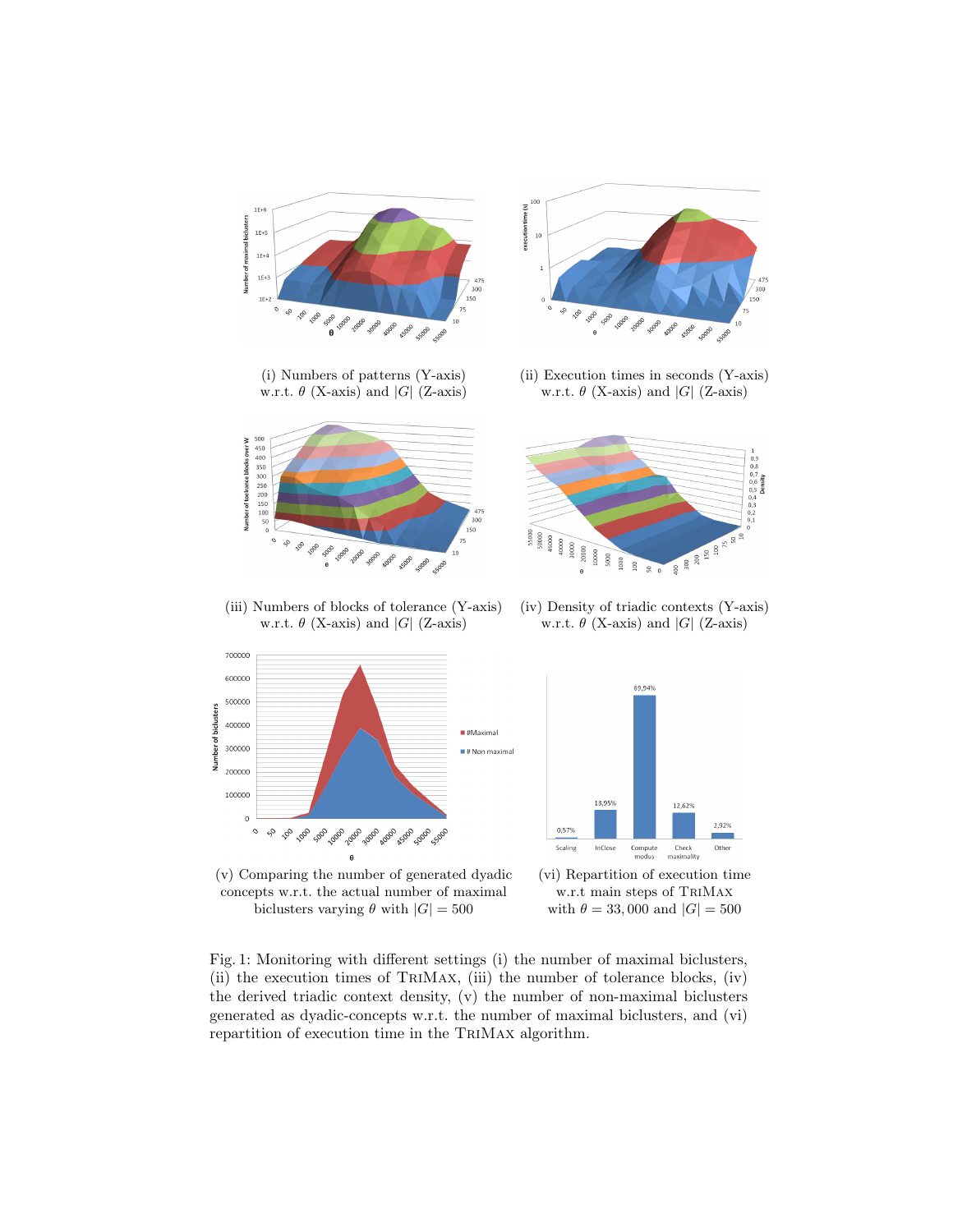(i) Numbers of patterns (Y-axis) w.r.t. $\theta$ (X-axis) and $|G|$ (Z-axis)

(ii) Execution times in seconds (Y-axis) w.r.t. $\theta$ (X-axis) and $|G|$ (Z-axis)

(iii) Numbers of blocks of tolerance (Y-axis) w.r.t. $\theta$ (X-axis) and $|G|$ (Z-axis)

(iv) Density of triadic contexts (Y-axis) w.r.t. $\theta$ (X-axis) and $|G|$ (Z-axis)

(v) Comparing the number of generated dyadic concepts w.r.t. the actual number of maximal biclusters varying $\theta$ with $|G| = 500$

(vi) Repartition of execution time w.r.t main steps of TriMax with $\theta = 33,000$ and $|G| = 500$

Fig. 1: Monitoring with different settings (i) the number of maximal biclusters, (ii) the execution times of TriMax, (iii) the number of tolerance blocks, (iv) the derived triadic context density, (v) the number of non-maximal biclusters generated as dyadic-concepts w.r.t. the number of maximal biclusters, and (vi) repartition of execution time in the TriMax algorithm.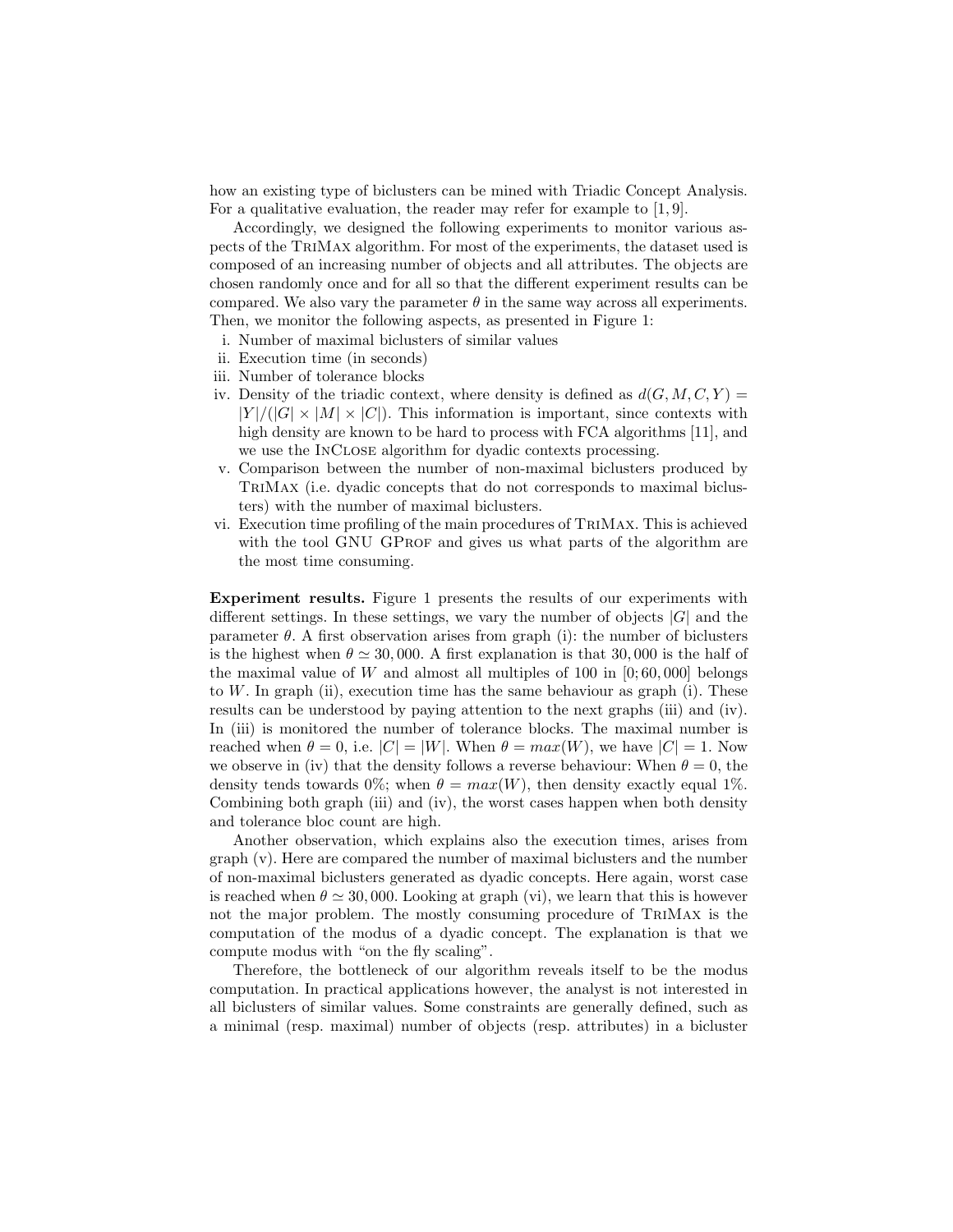how an existing type of biclusters can be mined with Triadic Concept Analysis. For a qualitative evaluation, the reader may refer for example to [1, 9].

Accordingly, we designed the following experiments to monitor various aspects of the TriMax algorithm. For most of the experiments, the dataset used is composed of an increasing number of objects and all attributes. The objects are chosen randomly once and for all so that the different experiment results can be compared. We also vary the parameter $\theta$ in the same way across all experiments. Then, we monitor the following aspects, as presented in Figure 1:

i. Number of maximal biclusters of similar values
ii. Execution time (in seconds)
iii. Number of tolerance blocks
iv. Density of the triadic context, where density is defined as $d(G, M, C, Y) = |Y|/(|G| \times |M| \times |C|)$. This information is important, since contexts with high density are known to be hard to process with FCA algorithms [11], and we use the InClose algorithm for dyadic contexts processing.
v. Comparison between the number of non-maximal biclusters produced by TriMax (i.e. dyadic concepts that do not corresponds to maximal biclusters) with the number of maximal biclusters.
vi. Execution time profiling of the main procedures of TriMax. This is achieved with the tool GNU GProf and gives us what parts of the algorithm are the most time consuming.

**Experiment results.** Figure 1 presents the results of our experiments with different settings. In these settings, we vary the number of objects $|G|$ and the parameter $\theta$. A first observation arises from graph (i): the number of biclusters is the highest when $\theta \simeq 30,000$. A first explanation is that $30,000$ is the half of the maximal value of $W$ and almost all multiples of 100 in $[0; 60,000]$ belongs to $W$. In graph (ii), execution time has the same behaviour as graph (i). These results can be understood by paying attention to the next graphs (iii) and (iv). In (iii) is monitored the number of tolerance blocks. The maximal number is reached when $\theta = 0$, i.e. $|C| = |W|$. When $\theta = max(W)$, we have $|C| = 1$. Now we observe in (iv) that the density follows a reverse behaviour: When $\theta = 0$, the density tends towards 0%; when $\theta = max(W)$, then density exactly equal 1%. Combining both graph (iii) and (iv), the worst cases happen when both density and tolerance bloc count are high.

Another observation, which explains also the execution times, arises from graph (v). Here are compared the number of maximal biclusters and the number of non-maximal biclusters generated as dyadic concepts. Here again, worst case is reached when $\theta \simeq 30,000$. Looking at graph (vi), we learn that this is however not the major problem. The mostly consuming procedure of TriMax is the computation of the modus of a dyadic concept. The explanation is that we compute modus with "on the fly scaling".

Therefore, the bottleneck of our algorithm reveals itself to be the modus computation. In practical applications however, the analyst is not interested in all biclusters of similar values. Some constraints are generally defined, such as a minimal (resp. maximal) number of objects (resp. attributes) in a bicluster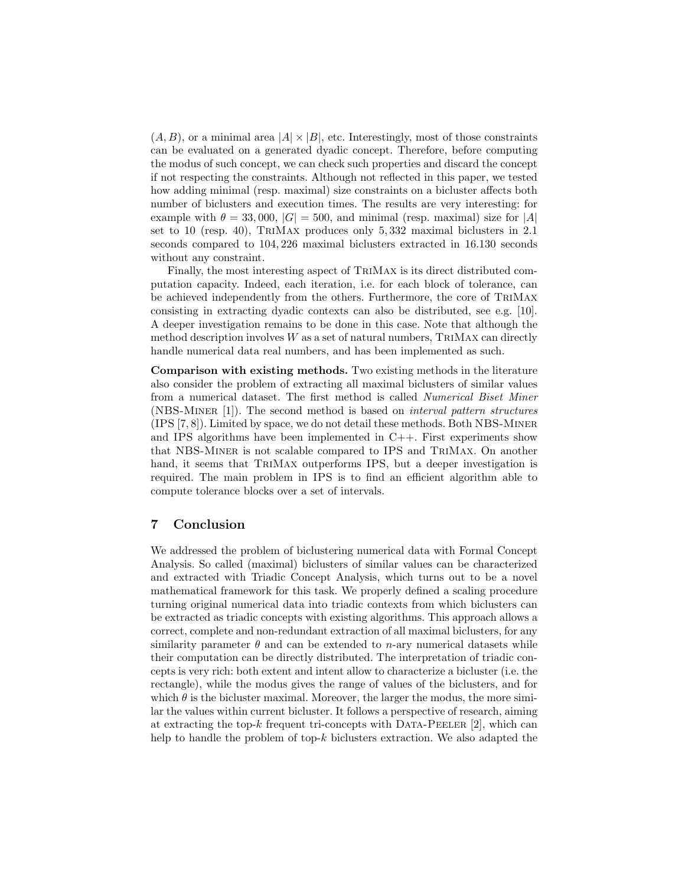$(A, B)$, or a minimal area $|A| \times |B|$, etc. Interestingly, most of those constraints can be evaluated on a generated dyadic concept. Therefore, before computing the modus of such concept, we can check such properties and discard the concept if not respecting the constraints. Although not reflected in this paper, we tested how adding minimal (resp. maximal) size constraints on a bicluster affects both number of biclusters and execution times. The results are very interesting: for example with $\theta = 33,000$, $|G| = 500$, and minimal (resp. maximal) size for $|A|$ set to 10 (resp. 40), TriMax produces only 5,332 maximal biclusters in 2.1 seconds compared to 104,226 maximal biclusters extracted in 16.130 seconds without any constraint.

Finally, the most interesting aspect of TriMax is its direct distributed computation capacity. Indeed, each iteration, i.e. for each block of tolerance, can be achieved independently from the others. Furthermore, the core of TriMax consisting in extracting dyadic contexts can also be distributed, see e.g. [10]. A deeper investigation remains to be done in this case. Note that although the method description involves $W$ as a set of natural numbers, TriMax can directly handle numerical data real numbers, and has been implemented as such.

**Comparison with existing methods.** Two existing methods in the literature also consider the problem of extracting all maximal biclusters of similar values from a numerical dataset. The first method is called *Numerical Biset Miner* (NBS-Miner [1]). The second method is based on *interval pattern structures* (IPS [7, 8]). Limited by space, we do not detail these methods. Both NBS-Miner and IPS algorithms have been implemented in C++. First experiments show that NBS-Miner is not scalable compared to IPS and TriMax. On another hand, it seems that TriMax outperforms IPS, but a deeper investigation is required. The main problem in IPS is to find an efficient algorithm able to compute tolerance blocks over a set of intervals.

## 7 Conclusion

We addressed the problem of biclustering numerical data with Formal Concept Analysis. So called (maximal) biclusters of similar values can be characterized and extracted with Triadic Concept Analysis, which turns out to be a novel mathematical framework for this task. We properly defined a scaling procedure turning original numerical data into triadic contexts from which biclusters can be extracted as triadic concepts with existing algorithms. This approach allows a correct, complete and non-redundant extraction of all maximal biclusters, for any similarity parameter $\theta$ and can be extended to $n$-ary numerical datasets while their computation can be directly distributed. The interpretation of triadic concepts is very rich: both extent and intent allow to characterize a bicluster (i.e. the rectangle), while the modus gives the range of values of the biclusters, and for which $\theta$ is the bicluster maximal. Moreover, the larger the modus, the more similar the values within current bicluster. It follows a perspective of research, aiming at extracting the top-$k$ frequent tri-concepts with Data-Peeler [2], which can help to handle the problem of top-$k$ biclusters extraction. We also adapted the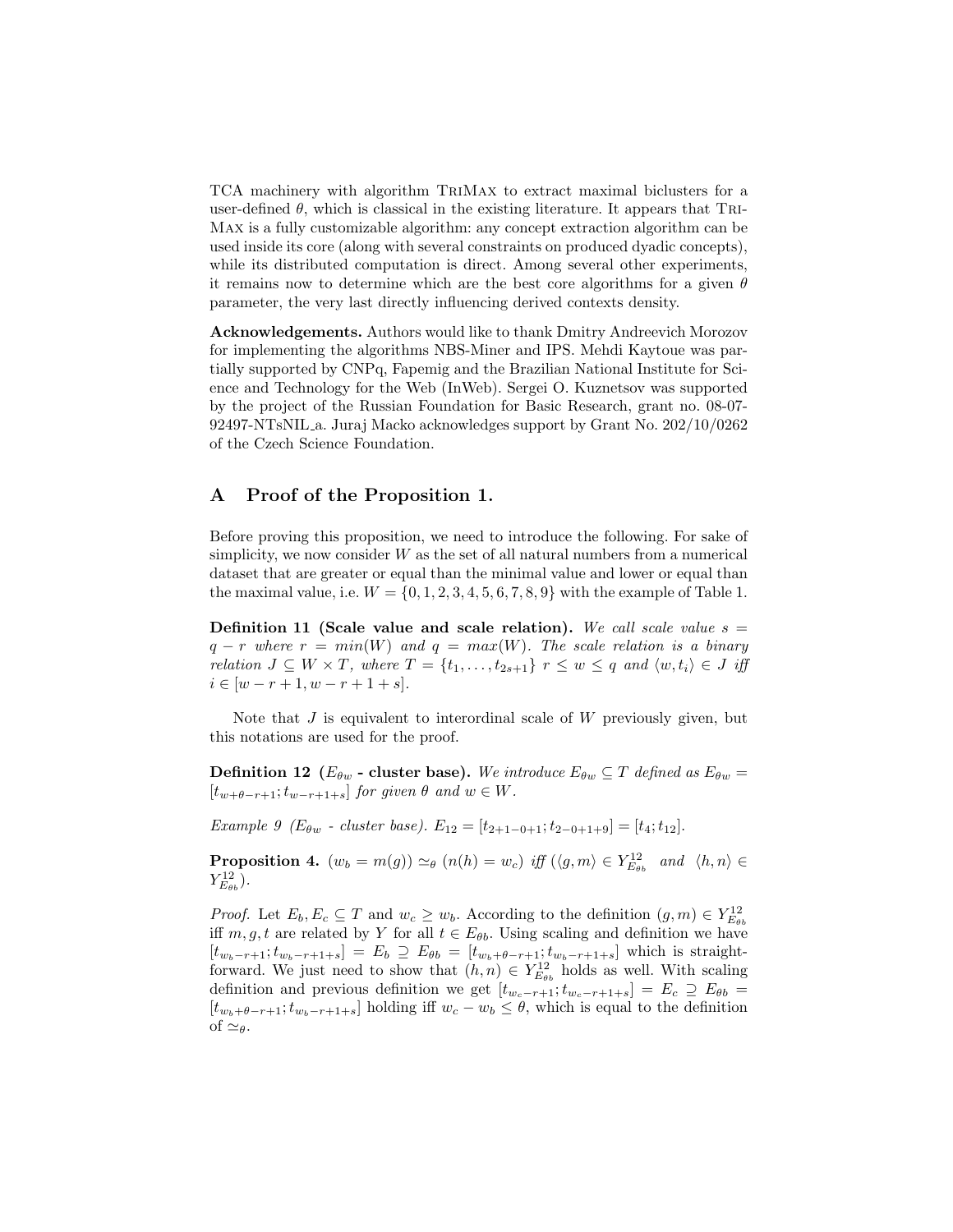TCA machinery with algorithm TriMax to extract maximal biclusters for a user-defined $\theta$, which is classical in the existing literature. It appears that TriMax is a fully customizable algorithm: any concept extraction algorithm can be used inside its core (along with several constraints on produced dyadic concepts), while its distributed computation is direct. Among several other experiments, it remains now to determine which are the best core algorithms for a given $\theta$ parameter, the very last directly influencing derived contexts density.

**Acknowledgements.** Authors would like to thank Dmitry Andreevich Morozov for implementing the algorithms NBS-Miner and IPS. Mehdi Kaytoue was partially supported by CNPq, Fapemig and the Brazilian National Institute for Science and Technology for the Web (InWeb). Sergei O. Kuznetsov was supported by the project of the Russian Foundation for Basic Research, grant no. 08-07-92497-NTsNIL_a. Juraj Macko acknowledges support by Grant No. 202/10/0262 of the Czech Science Foundation.

## A Proof of the Proposition 1.

Before proving this proposition, we need to introduce the following. For sake of simplicity, we now consider $W$ as the set of all natural numbers from a numerical dataset that are greater or equal than the minimal value and lower or equal than the maximal value, i.e. $W = \{0, 1, 2, 3, 4, 5, 6, 7, 8, 9\}$ with the example of Table 1.

**Definition 11 (Scale value and scale relation).** *We call scale value $s = q - r$ where $r = min(W)$ and $q = max(W)$. The scale relation is a binary relation $J \subseteq W \times T$, where $T = \{t_1, \ldots, t_{2s+1}\}$ $r \leq w \leq q$ and $\langle w, t_i \rangle \in J$ iff $i \in [w - r + 1, w - r + 1 + s]$.*

Note that $J$ is equivalent to interordinal scale of $W$ previously given, but this notations are used for the proof.

**Definition 12 ($E_{\theta w}$ - cluster base).** *We introduce $E_{\theta w} \subseteq T$ defined as $E_{\theta w} = [t_{w+\theta-r+1}; t_{w-r+1+s}]$ for given $\theta$ and $w \in W$.*

*Example 9 ($E_{\theta w}$ - cluster base).* $E_{12} = [t_{2+1-0+1}; t_{2-0+1+9}] = [t_4; t_{12}]$.

**Proposition 4.** $(w_b = m(g)) \simeq_\theta (n(h) = w_c)$ *iff* $(\langle g, m \rangle \in Y^{12}_{E_{\theta b}}$ *and* $\langle h, n \rangle \in Y^{12}_{E_{\theta b}})$.

*Proof.* Let $E_b, E_c \subseteq T$ and $w_c \geq w_b$. According to the definition $(g, m) \in Y^{12}_{E_{\theta b}}$ iff $m, g, t$ are related by $Y$ for all $t \in E_{\theta b}$. Using scaling and definition we have $[t_{w_b-r+1}; t_{w_b-r+1+s}] = E_b \supseteq E_{\theta b} = [t_{w_b+\theta-r+1}; t_{w_b-r+1+s}]$ which is straightforward. We just need to show that $(h, n) \in Y^{12}_{E_{\theta b}}$ holds as well. With scaling definition and previous definition we get $[t_{w_c-r+1}; t_{w_c-r+1+s}] = E_c \supseteq E_{\theta b} = [t_{w_b+\theta-r+1}; t_{w_b-r+1+s}]$ holding iff $w_c - w_b \leq \theta$, which is equal to the definition of $\simeq_\theta$.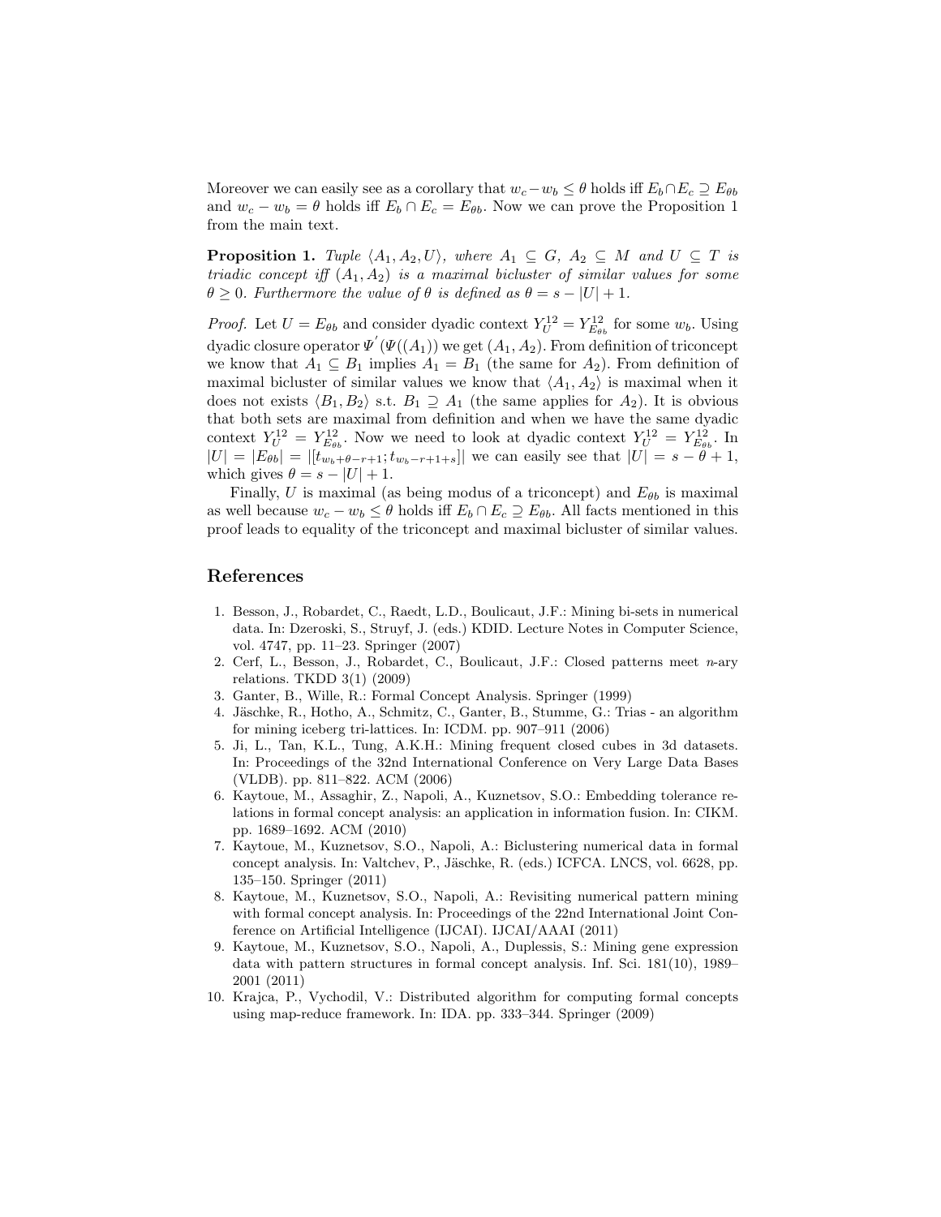Moreover we can easily see as a corollary that $w_c - w_b \leq \theta$ holds iff $E_b \cap E_c \supseteq E_{\theta b}$ and $w_c - w_b = \theta$ holds iff $E_b \cap E_c = E_{\theta b}$. Now we can prove the Proposition 1 from the main text.

**Proposition 1.** *Tuple $\langle A_1, A_2, U \rangle$, where $A_1 \subseteq G$, $A_2 \subseteq M$ and $U \subseteq T$ is triadic concept iff $(A_1, A_2)$ is a maximal bicluster of similar values for some $\theta \geq 0$. Furthermore the value of $\theta$ is defined as $\theta = s - |U| + 1$.*

*Proof.* Let $U = E_{\theta b}$ and consider dyadic context $Y_U^{12} = Y_{E_{\theta b}}^{12}$ for some $w_b$. Using dyadic closure operator $\Psi^{'}(\Psi((A_1))$ we get $(A_1, A_2)$. From definition of triconcept we know that $A_1 \subseteq B_1$ implies $A_1 = B_1$ (the same for $A_2$). From definition of maximal bicluster of similar values we know that $\langle A_1, A_2 \rangle$ is maximal when it does not exists $\langle B_1, B_2 \rangle$ s.t. $B_1 \supseteq A_1$ (the same applies for $A_2$). It is obvious that both sets are maximal from definition and when we have the same dyadic context $Y_U^{12} = Y_{E_{\theta b}}^{12}$. Now we need to look at dyadic context $Y_U^{12} = Y_{E_{\theta b}}^{12}$. In $|U| = |E_{\theta b}| = |[t_{w_b+\theta-r+1}; t_{w_b-r+1+s}]|$ we can easily see that $|U| = s - \theta + 1$, which gives $\theta = s - |U| + 1$.

Finally, $U$ is maximal (as being modus of a triconcept) and $E_{\theta b}$ is maximal as well because $w_c - w_b \leq \theta$ holds iff $E_b \cap E_c \supseteq E_{\theta b}$. All facts mentioned in this proof leads to equality of the triconcept and maximal bicluster of similar values.

## References

1. Besson, J., Robardet, C., Raedt, L.D., Boulicaut, J.F.: Mining bi-sets in numerical data. In: Dzeroski, S., Struyf, J. (eds.) KDID. Lecture Notes in Computer Science, vol. 4747, pp. 11–23. Springer (2007)
2. Cerf, L., Besson, J., Robardet, C., Boulicaut, J.F.: Closed patterns meet $n$-ary relations. TKDD 3(1) (2009)
3. Ganter, B., Wille, R.: Formal Concept Analysis. Springer (1999)
4. Jäschke, R., Hotho, A., Schmitz, C., Ganter, B., Stumme, G.: Trias - an algorithm for mining iceberg tri-lattices. In: ICDM. pp. 907–911 (2006)
5. Ji, L., Tan, K.L., Tung, A.K.H.: Mining frequent closed cubes in 3d datasets. In: Proceedings of the 32nd International Conference on Very Large Data Bases (VLDB). pp. 811–822. ACM (2006)
6. Kaytoue, M., Assaghir, Z., Napoli, A., Kuznetsov, S.O.: Embedding tolerance relations in formal concept analysis: an application in information fusion. In: CIKM. pp. 1689–1692. ACM (2010)
7. Kaytoue, M., Kuznetsov, S.O., Napoli, A.: Biclustering numerical data in formal concept analysis. In: Valtchev, P., Jäschke, R. (eds.) ICFCA. LNCS, vol. 6628, pp. 135–150. Springer (2011)
8. Kaytoue, M., Kuznetsov, S.O., Napoli, A.: Revisiting numerical pattern mining with formal concept analysis. In: Proceedings of the 22nd International Joint Conference on Artificial Intelligence (IJCAI). IJCAI/AAAI (2011)
9. Kaytoue, M., Kuznetsov, S.O., Napoli, A., Duplessis, S.: Mining gene expression data with pattern structures in formal concept analysis. Inf. Sci. 181(10), 1989–2001 (2011)
10. Krajca, P., Vychodil, V.: Distributed algorithm for computing formal concepts using map-reduce framework. In: IDA. pp. 333–344. Springer (2009)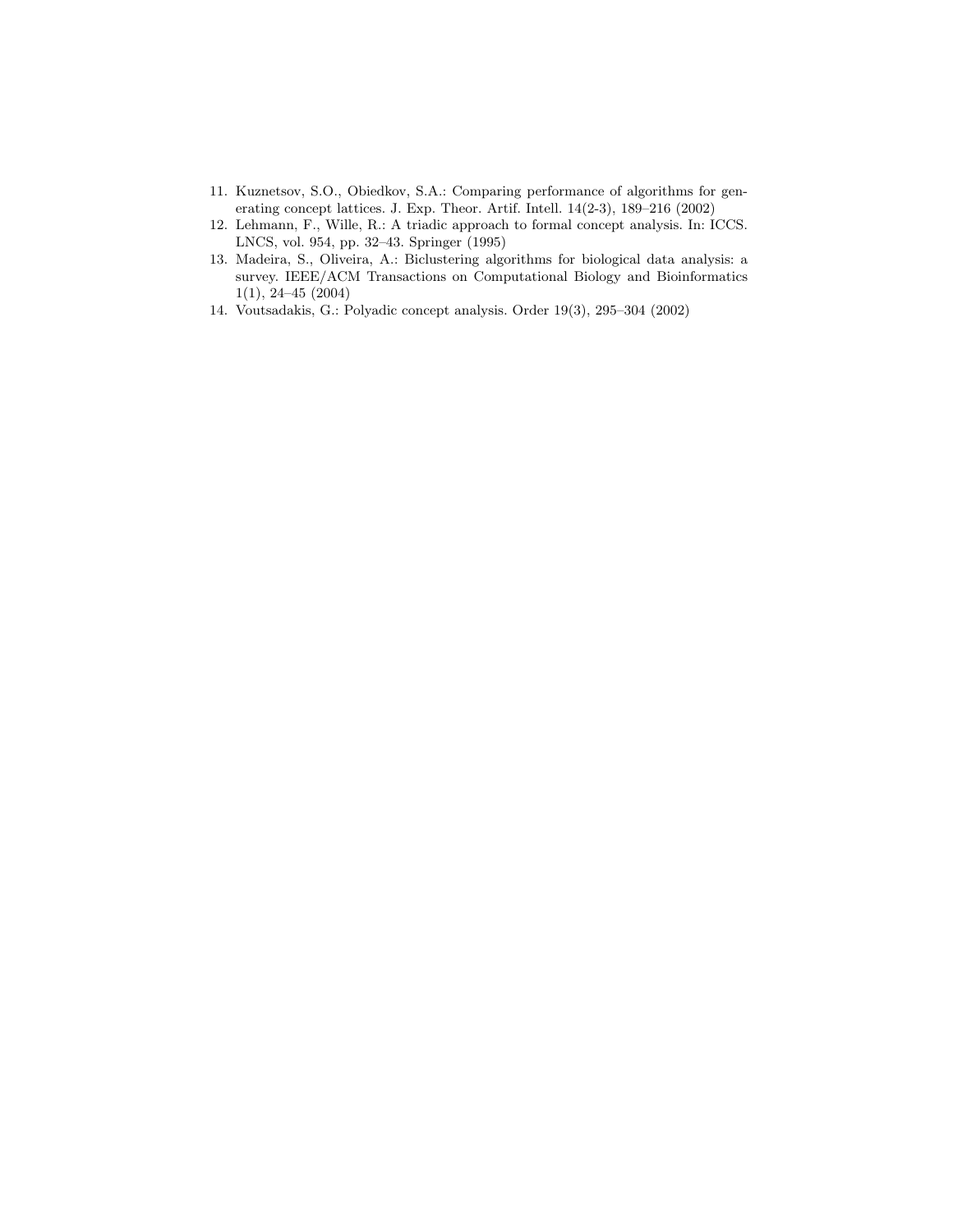11. Kuznetsov, S.O., Obiedkov, S.A.: Comparing performance of algorithms for generating concept lattices. J. Exp. Theor. Artif. Intell. 14(2-3), 189–216 (2002)
12. Lehmann, F., Wille, R.: A triadic approach to formal concept analysis. In: ICCS. LNCS, vol. 954, pp. 32–43. Springer (1995)
13. Madeira, S., Oliveira, A.: Biclustering algorithms for biological data analysis: a survey. IEEE/ACM Transactions on Computational Biology and Bioinformatics 1(1), 24–45 (2004)
14. Voutsadakis, G.: Polyadic concept analysis. Order 19(3), 295–304 (2002)